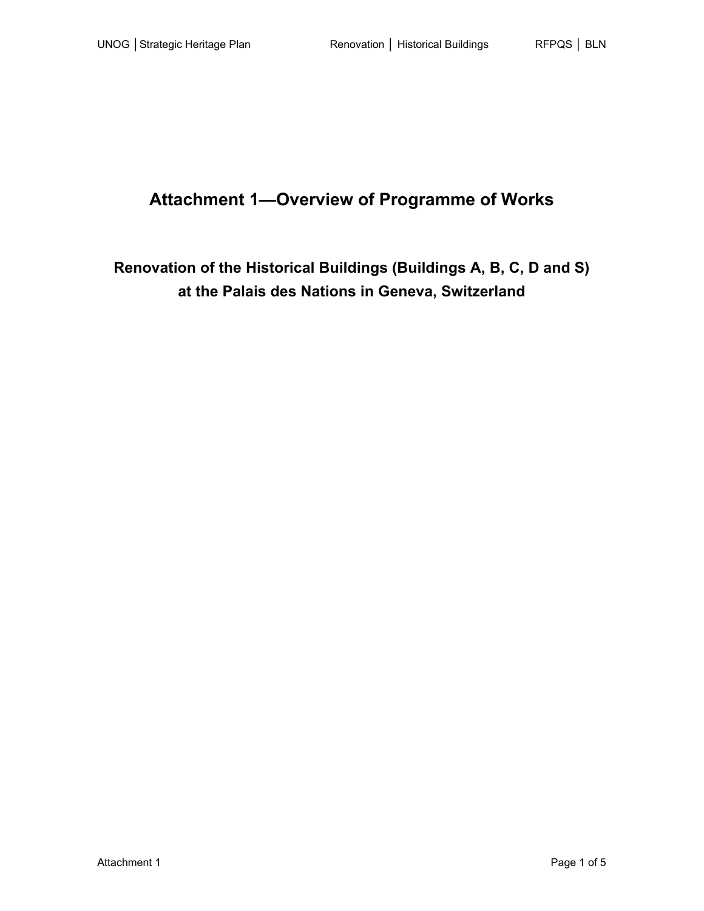# Attachment 1—Overview of Programme of Works

## Renovation of the Historical Buildings (Buildings A, B, C, D and S) at the Palais des Nations in Geneva, Switzerland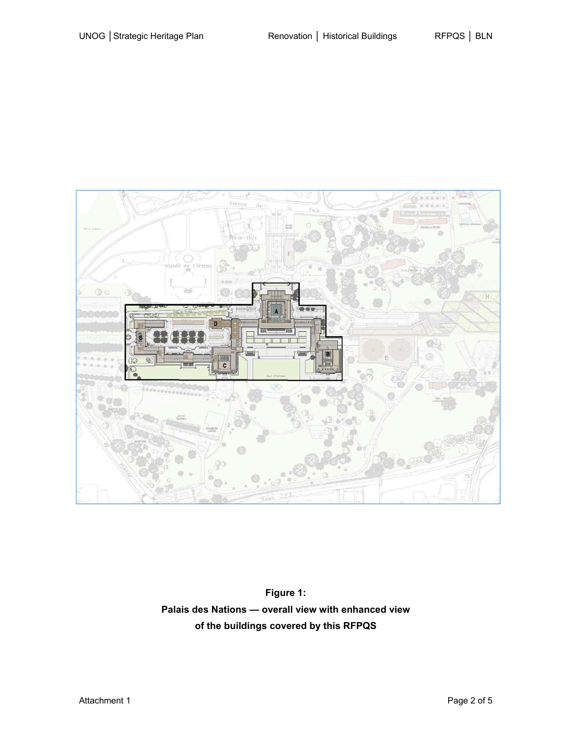**Figure 1:**
**Palais des Nations — overall view with enhanced view of the buildings covered by this RFPQS**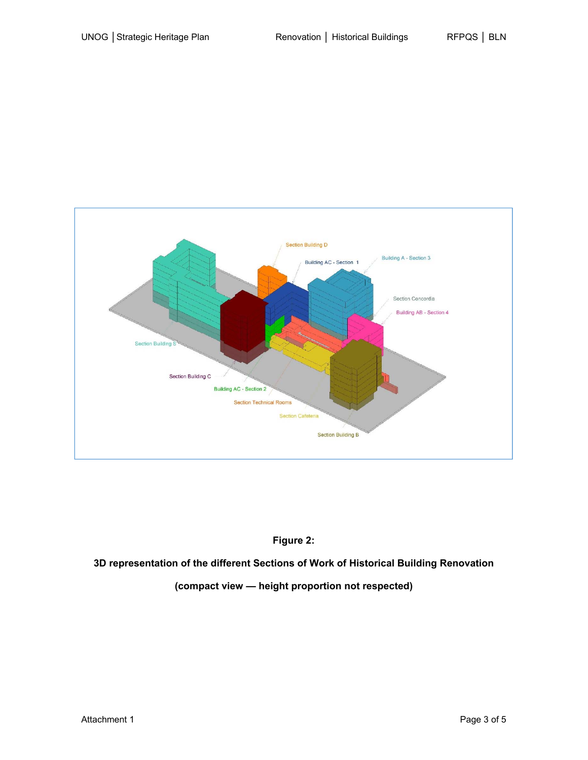**Figure 2:**

**3D representation of the different Sections of Work of Historical Building Renovation**

**(compact view — height proportion not respected)**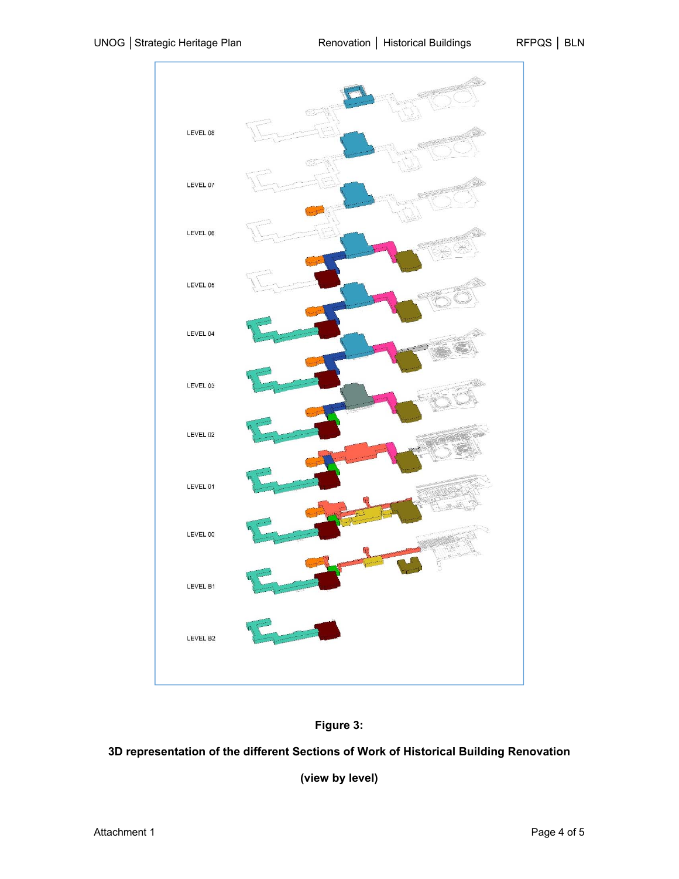LEVEL 08

LEVEL 07

LEVEL 06

LEVEL 05

LEVEL 04

LEVEL 03

LEVEL 02

LEVEL 01

LEVEL 00

LEVEL B1

LEVEL B2

**Figure 3:**

**3D representation of the different Sections of Work of Historical Building Renovation**

**(view by level)**

Attachment 1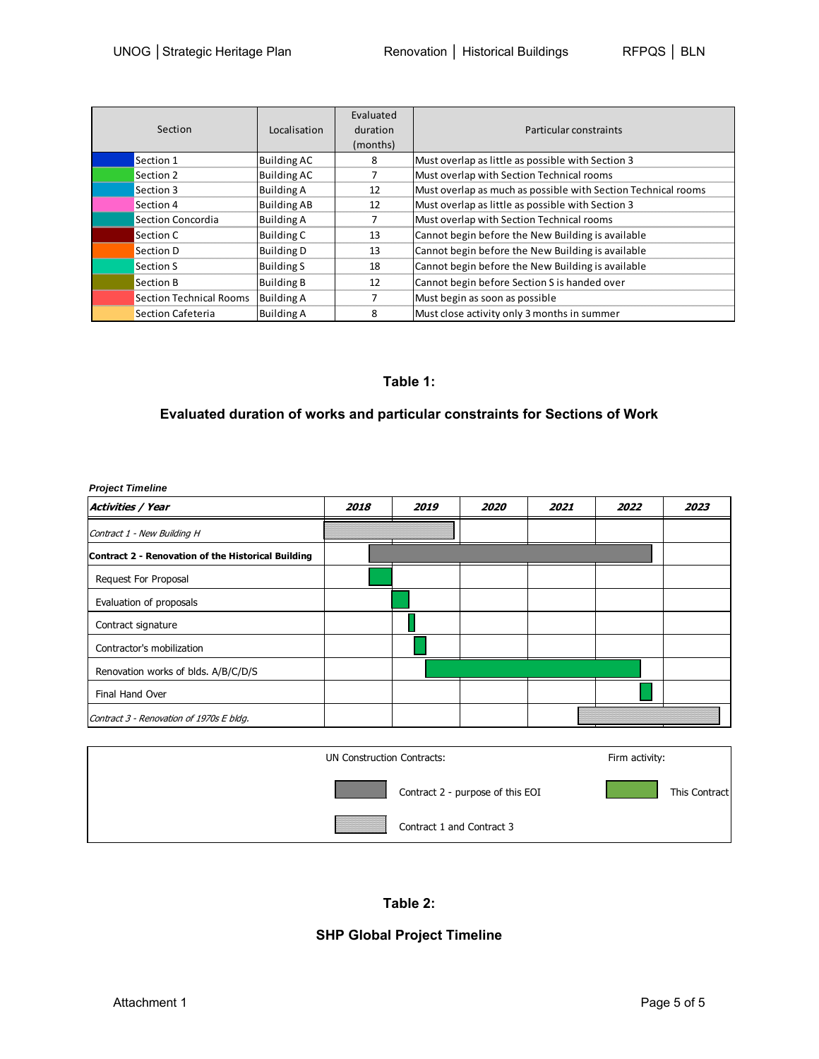| Section | Localisation | Evaluated duration (months) | Particular constraints |
|---|---|---|---|
| Section 1 | Building AC | 8 | Must overlap as little as possible with Section 3 |
| Section 2 | Building AC | 7 | Must overlap with Section Technical rooms |
| Section 3 | Building A | 12 | Must overlap as much as possible with Section Technical rooms |
| Section 4 | Building AB | 12 | Must overlap as little as possible with Section 3 |
| Section Concordia | Building A | 7 | Must overlap with Section Technical rooms |
| Section C | Building C | 13 | Cannot begin before the New Building is available |
| Section D | Building D | 13 | Cannot begin before the New Building is available |
| Section S | Building S | 18 | Cannot begin before the New Building is available |
| Section B | Building B | 12 | Cannot begin before Section S is handed over |
| Section Technical Rooms | Building A | 7 | Must begin as soon as possible |
| Section Cafeteria | Building A | 8 | Must close activity only 3 months in summer |

**Table 1:**

**Evaluated duration of works and particular constraints for Sections of Work**

***Project Timeline***

***Activities / Year***

**2018** **2019** **2020** **2021** **2022** **2023**

*Contract 1 - New Building H*

**Contract 2 - Renovation of the Historical Building**

Request For Proposal

Evaluation of proposals

Contract signature

Contractor's mobilization

Renovation works of blds. A/B/C/D/S

Final Hand Over

*Contract 3 - Renovation of 1970s E bldg.*

UN Construction Contracts:

Contract 2 - purpose of this EOI

Contract 1 and Contract 3

Firm activity:

This Contract

**Table 2:**

**SHP Global Project Timeline**